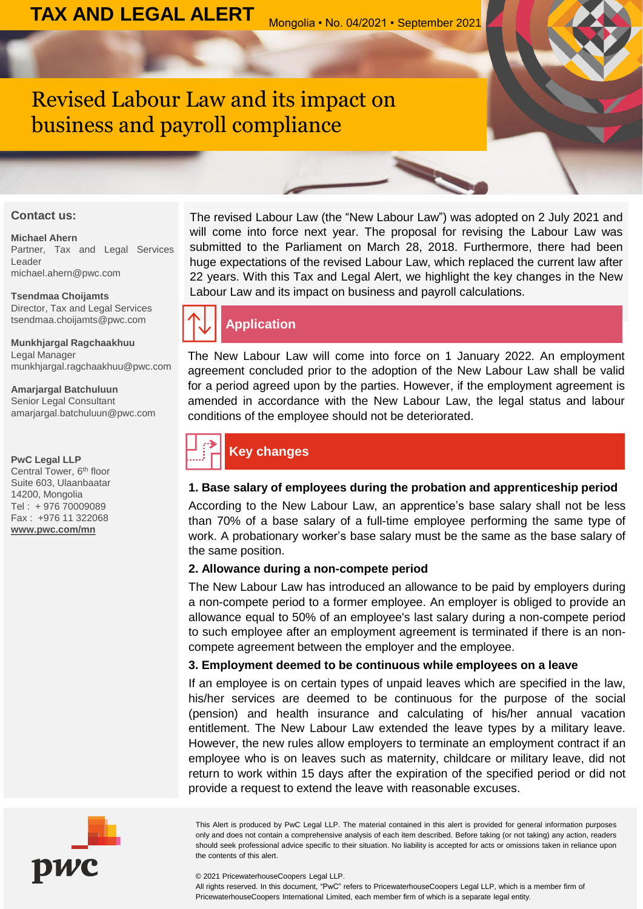# TAX AND LEGAL ALERT

Mongolia • No. 04/2021 • September 2021

# Revised Labour Law and its impact on business and payroll compliance

The revised Labour Law (the "New Labour Law") was adopted on 2 July 2021 and will come into force next year. The proposal for revising the Labour Law was submitted to the Parliament on March 28, 2018. Furthermore, there had been huge expectations of the revised Labour Law, which replaced the current law after 22 years. With this Tax and Legal Alert, we highlight the key changes in the New Labour Law and its impact on business and payroll calculations.

## Application

The New Labour Law will come into force on 1 January 2022. An employment agreement concluded prior to the adoption of the New Labour Law shall be valid for a period agreed upon by the parties. However, if the employment agreement is amended in accordance with the New Labour Law, the legal status and labour conditions of the employee should not be deteriorated.

## Key changes

### 1. Base salary of employees during the probation and apprenticeship period

According to the New Labour Law, an apprentice's base salary shall not be less than 70% of a base salary of a full-time employee performing the same type of work. A probationary worker's base salary must be the same as the base salary of the same position.

### 2. Allowance during a non-compete period

The New Labour Law has introduced an allowance to be paid by employers during a non-compete period to a former employee. An employer is obliged to provide an allowance equal to 50% of an employee's last salary during a non-compete period to such employee after an employment agreement is terminated if there is an non-compete agreement between the employer and the employee.

### 3. Employment deemed to be continuous while employees on a leave

If an employee is on certain types of unpaid leaves which are specified in the law, his/her services are deemed to be continuous for the purpose of the social (pension) and health insurance and calculating of his/her annual vacation entitlement. The New Labour Law extended the leave types by a military leave. However, the new rules allow employers to terminate an employment contract if an employee who is on leaves such as maternity, childcare or military leave, did not return to work within 15 days after the expiration of the specified period or did not provide a request to extend the leave with reasonable excuses.

**Contact us:**

**Michael Ahern**
Partner, Tax and Legal Services Leader
michael.ahern@pwc.com

**Tsendmaa Choijamts**
Director, Tax and Legal Services
tsendmaa.choijamts@pwc.com

**Munkhjargal Ragchaakhuu**
Legal Manager
munkhjargal.ragchaakhuu@pwc.com

**Amarjargal Batchuluun**
Senior Legal Consultant
amarjargal.batchuluun@pwc.com

**PwC Legal LLP**
Central Tower, 6th floor
Suite 603, Ulaanbaatar
14200, Mongolia
Tel : + 976 70009089
Fax : +976 11 322068
**www.pwc.com/mn**

This Alert is produced by PwC Legal LLP. The material contained in this alert is provided for general information purposes only and does not contain a comprehensive analysis of each item described. Before taking (or not taking) any action, readers should seek professional advice specific to their situation. No liability is accepted for acts or omissions taken in reliance upon the contents of this alert.

© 2021 PricewaterhouseCoopers Legal LLP.
All rights reserved. In this document, "PwC" refers to PricewaterhouseCoopers Legal LLP, which is a member firm of PricewaterhouseCoopers International Limited, each member firm of which is a separate legal entity.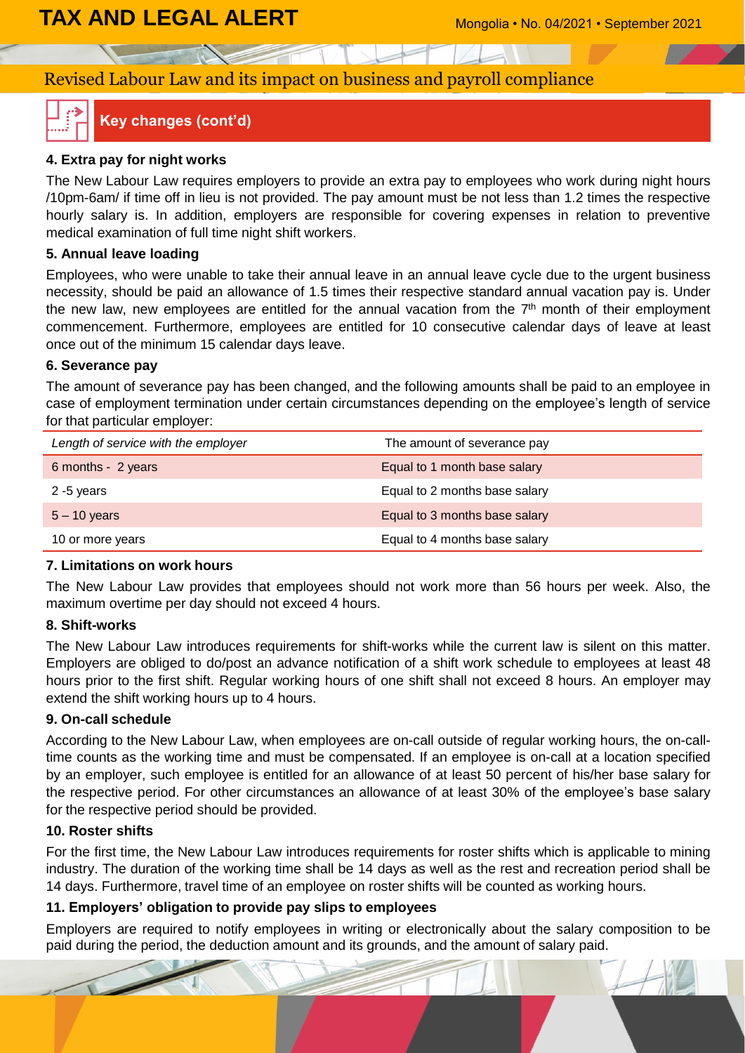## Revised Labour Law and its impact on business and payroll compliance

### Key changes (cont'd)

**4. Extra pay for night works**

The New Labour Law requires employers to provide an extra pay to employees who work during night hours /10pm-6am/ if time off in lieu is not provided. The pay amount must be not less than 1.2 times the respective hourly salary is. In addition, employers are responsible for covering expenses in relation to preventive medical examination of full time night shift workers.

**5. Annual leave loading**

Employees, who were unable to take their annual leave in an annual leave cycle due to the urgent business necessity, should be paid an allowance of 1.5 times their respective standard annual vacation pay is. Under the new law, new employees are entitled for the annual vacation from the 7th month of their employment commencement. Furthermore, employees are entitled for 10 consecutive calendar days of leave at least once out of the minimum 15 calendar days leave.

**6. Severance pay**

The amount of severance pay has been changed, and the following amounts shall be paid to an employee in case of employment termination under certain circumstances depending on the employee's length of service for that particular employer:

| *Length of service with the employer* | The amount of severance pay |
|---|---|
| 6 months - 2 years | Equal to 1 month base salary |
| 2 -5 years | Equal to 2 months base salary |
| 5 – 10 years | Equal to 3 months base salary |
| 10 or more years | Equal to 4 months base salary |

**7. Limitations on work hours**

The New Labour Law provides that employees should not work more than 56 hours per week. Also, the maximum overtime per day should not exceed 4 hours.

**8. Shift-works**

The New Labour Law introduces requirements for shift-works while the current law is silent on this matter. Employers are obliged to do/post an advance notification of a shift work schedule to employees at least 48 hours prior to the first shift. Regular working hours of one shift shall not exceed 8 hours. An employer may extend the shift working hours up to 4 hours.

**9. On-call schedule**

According to the New Labour Law, when employees are on-call outside of regular working hours, the on-call-time counts as the working time and must be compensated. If an employee is on-call at a location specified by an employer, such employee is entitled for an allowance of at least 50 percent of his/her base salary for the respective period. For other circumstances an allowance of at least 30% of the employee's base salary for the respective period should be provided.

**10. Roster shifts**

For the first time, the New Labour Law introduces requirements for roster shifts which is applicable to mining industry. The duration of the working time shall be 14 days as well as the rest and recreation period shall be 14 days. Furthermore, travel time of an employee on roster shifts will be counted as working hours.

**11. Employers' obligation to provide pay slips to employees**

Employers are required to notify employees in writing or electronically about the salary composition to be paid during the period, the deduction amount and its grounds, and the amount of salary paid.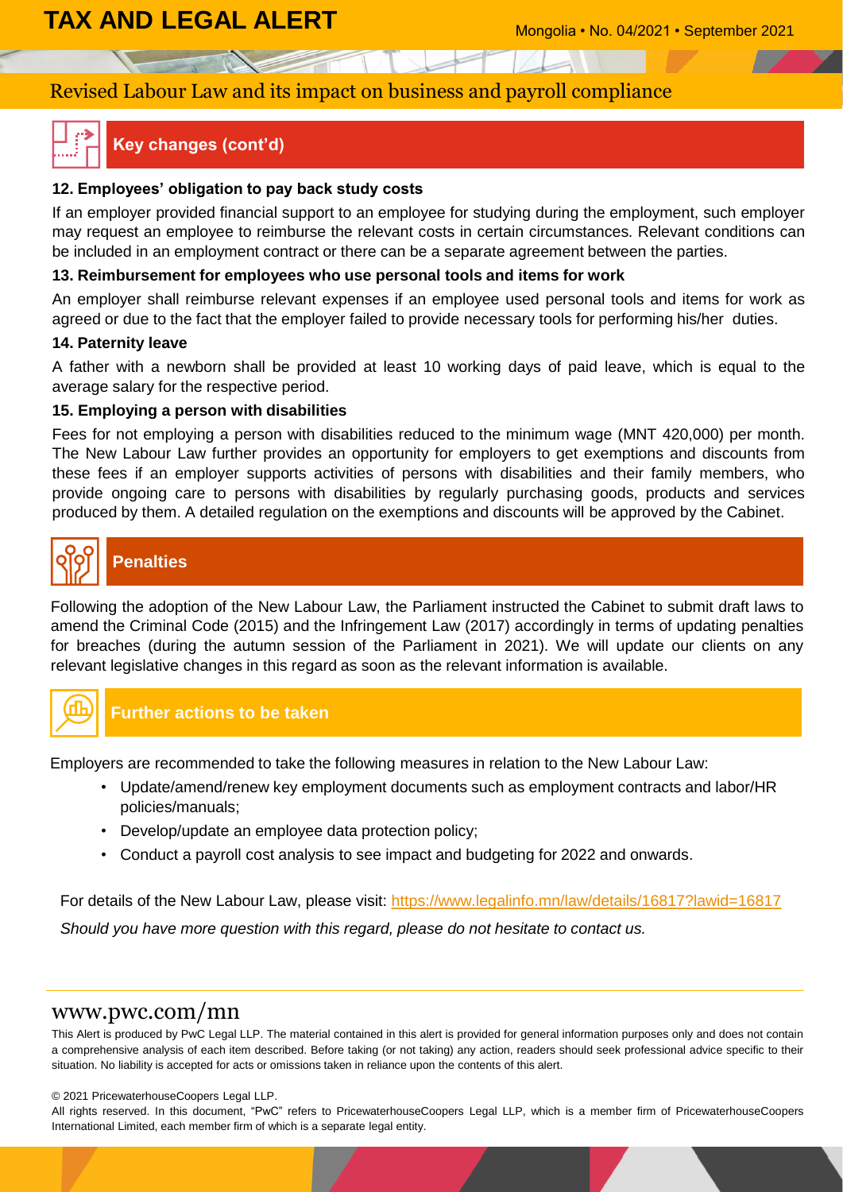## Revised Labour Law and its impact on business and payroll compliance

### Key changes (cont'd)

**12. Employees' obligation to pay back study costs**

If an employer provided financial support to an employee for studying during the employment, such employer may request an employee to reimburse the relevant costs in certain circumstances. Relevant conditions can be included in an employment contract or there can be a separate agreement between the parties.

**13. Reimbursement for employees who use personal tools and items for work**

An employer shall reimburse relevant expenses if an employee used personal tools and items for work as agreed or due to the fact that the employer failed to provide necessary tools for performing his/her duties.

**14. Paternity leave**

A father with a newborn shall be provided at least 10 working days of paid leave, which is equal to the average salary for the respective period.

**15. Employing a person with disabilities**

Fees for not employing a person with disabilities reduced to the minimum wage (MNT 420,000) per month. The New Labour Law further provides an opportunity for employers to get exemptions and discounts from these fees if an employer supports activities of persons with disabilities and their family members, who provide ongoing care to persons with disabilities by regularly purchasing goods, products and services produced by them. A detailed regulation on the exemptions and discounts will be approved by the Cabinet.

### Penalties

Following the adoption of the New Labour Law, the Parliament instructed the Cabinet to submit draft laws to amend the Criminal Code (2015) and the Infringement Law (2017) accordingly in terms of updating penalties for breaches (during the autumn session of the Parliament in 2021). We will update our clients on any relevant legislative changes in this regard as soon as the relevant information is available.

### Further actions to be taken

Employers are recommended to take the following measures in relation to the New Labour Law:

- Update/amend/renew key employment documents such as employment contracts and labor/HR policies/manuals;
- Develop/update an employee data protection policy;
- Conduct a payroll cost analysis to see impact and budgeting for 2022 and onwards.

For details of the New Labour Law, please visit: https://www.legalinfo.mn/law/details/16817?lawid=16817

*Should you have more question with this regard, please do not hesitate to contact us.*

www.pwc.com/mn

This Alert is produced by PwC Legal LLP. The material contained in this alert is provided for general information purposes only and does not contain a comprehensive analysis of each item described. Before taking (or not taking) any action, readers should seek professional advice specific to their situation. No liability is accepted for acts or omissions taken in reliance upon the contents of this alert.

© 2021 PricewaterhouseCoopers Legal LLP.

All rights reserved. In this document, "PwC" refers to PricewaterhouseCoopers Legal LLP, which is a member firm of PricewaterhouseCoopers International Limited, each member firm of which is a separate legal entity.